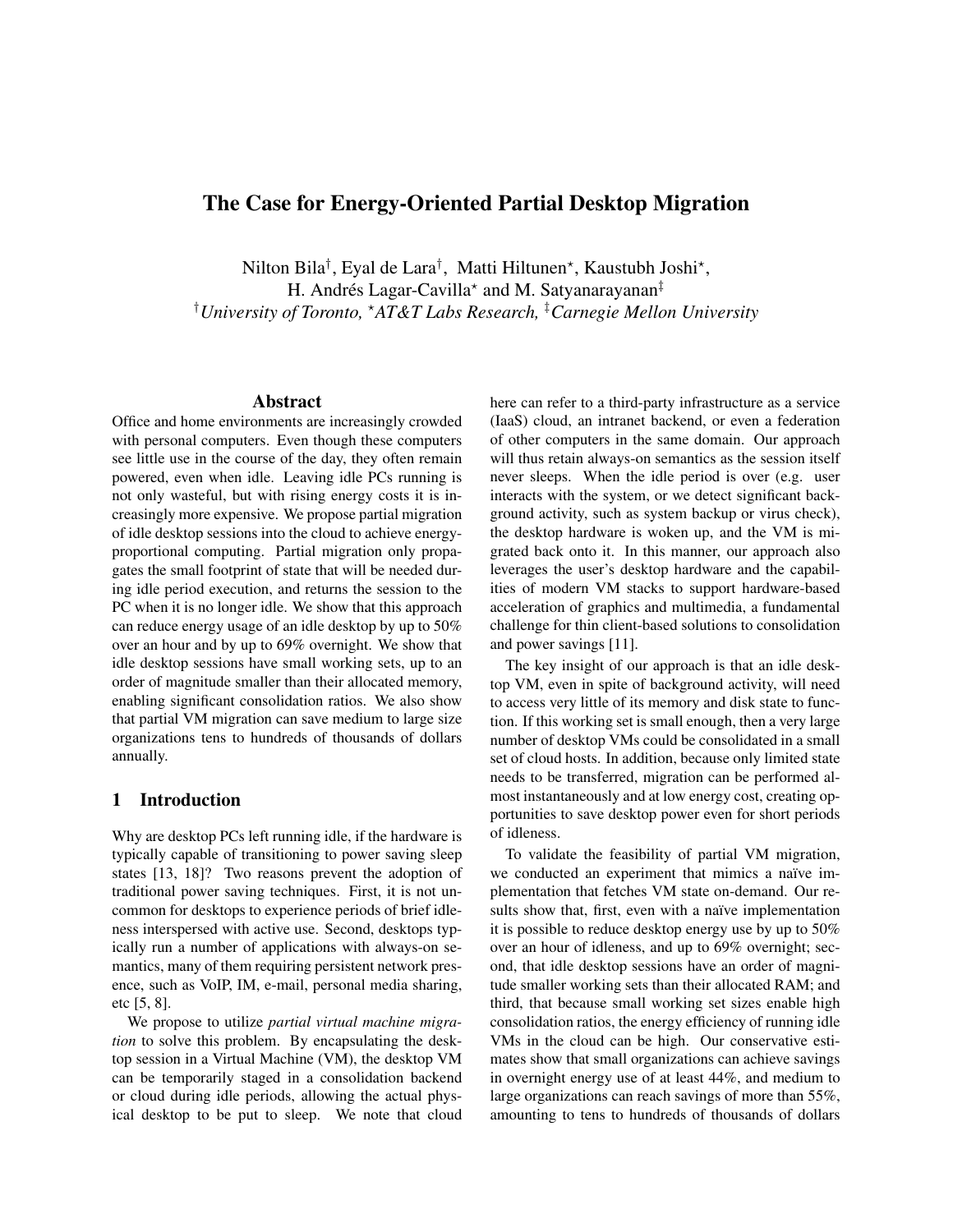# The Case for Energy-Oriented Partial Desktop Migration

Nilton Bila[†], Eyal de Lara[†], Matti Hiltunen[⋆], Kaustubh Joshi[⋆], H. Andrés Lagar-Cavilla[⋆] and M. Satyanarayanan[‡]

[†]*University of Toronto*, [⋆]*AT&T Labs Research*, [‡]*Carnegie Mellon University*

## Abstract

Office and home environments are increasingly crowded with personal computers. Even though these computers see little use in the course of the day, they often remain powered, even when idle. Leaving idle PCs running is not only wasteful, but with rising energy costs it is increasingly more expensive. We propose partial migration of idle desktop sessions into the cloud to achieve energy-proportional computing. Partial migration only propagates the small footprint of state that will be needed during idle period execution, and returns the session to the PC when it is no longer idle. We show that this approach can reduce energy usage of an idle desktop by up to 50% over an hour and by up to 69% overnight. We show that idle desktop sessions have small working sets, up to an order of magnitude smaller than their allocated memory, enabling significant consolidation ratios. We also show that partial VM migration can save medium to large size organizations tens to hundreds of thousands of dollars annually.

## 1 Introduction

Why are desktop PCs left running idle, if the hardware is typically capable of transitioning to power saving sleep states [13, 18]? Two reasons prevent the adoption of traditional power saving techniques. First, it is not uncommon for desktops to experience periods of brief idleness interspersed with active use. Second, desktops typically run a number of applications with always-on semantics, many of them requiring persistent network presence, such as VoIP, IM, e-mail, personal media sharing, etc [5, 8].

We propose to utilize *partial virtual machine migration* to solve this problem. By encapsulating the desktop session in a Virtual Machine (VM), the desktop VM can be temporarily staged in a consolidation backend or cloud during idle periods, allowing the actual physical desktop to be put to sleep. We note that cloud here can refer to a third-party infrastructure as a service (IaaS) cloud, an intranet backend, or even a federation of other computers in the same domain. Our approach will thus retain always-on semantics as the session itself never sleeps. When the idle period is over (e.g. user interacts with the system, or we detect significant background activity, such as system backup or virus check), the desktop hardware is woken up, and the VM is migrated back onto it. In this manner, our approach also leverages the user's desktop hardware and the capabilities of modern VM stacks to support hardware-based acceleration of graphics and multimedia, a fundamental challenge for thin client-based solutions to consolidation and power savings [11].

The key insight of our approach is that an idle desktop VM, even in spite of background activity, will need to access very little of its memory and disk state to function. If this working set is small enough, then a very large number of desktop VMs could be consolidated in a small set of cloud hosts. In addition, because only limited state needs to be transferred, migration can be performed almost instantaneously and at low energy cost, creating opportunities to save desktop power even for short periods of idleness.

To validate the feasibility of partial VM migration, we conducted an experiment that mimics a naïve implementation that fetches VM state on-demand. Our results show that, first, even with a naïve implementation it is possible to reduce desktop energy use by up to 50% over an hour of idleness, and up to 69% overnight; second, that idle desktop sessions have an order of magnitude smaller working sets than their allocated RAM; and third, that because small working set sizes enable high consolidation ratios, the energy efficiency of running idle VMs in the cloud can be high. Our conservative estimates show that small organizations can achieve savings in overnight energy use of at least 44%, and medium to large organizations can reach savings of more than 55%, amounting to tens to hundreds of thousands of dollars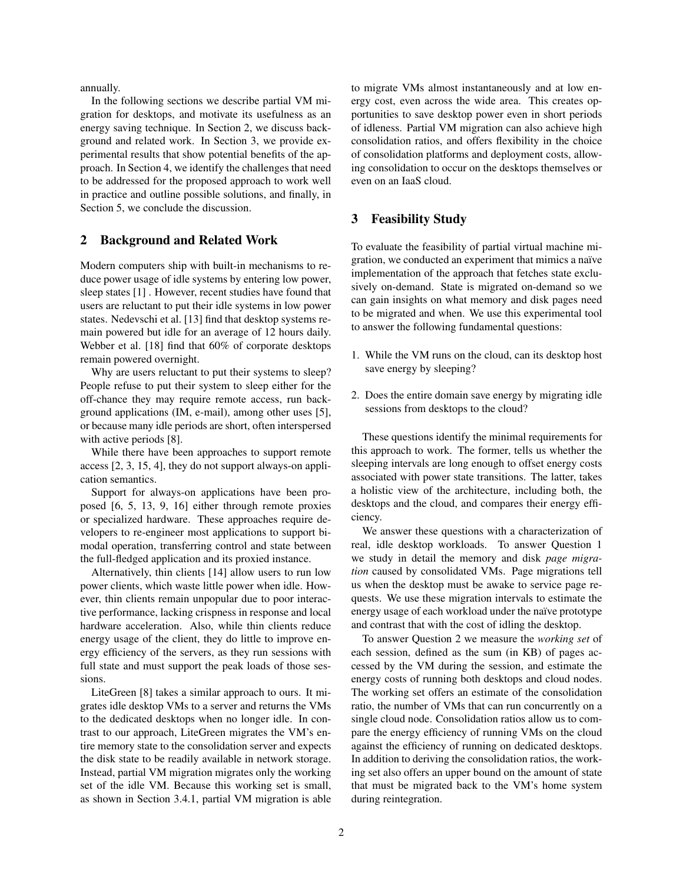annually.

In the following sections we describe partial VM migration for desktops, and motivate its usefulness as an energy saving technique. In Section 2, we discuss background and related work. In Section 3, we provide experimental results that show potential benefits of the approach. In Section 4, we identify the challenges that need to be addressed for the proposed approach to work well in practice and outline possible solutions, and finally, in Section 5, we conclude the discussion.

## 2 Background and Related Work

Modern computers ship with built-in mechanisms to reduce power usage of idle systems by entering low power, sleep states [1] . However, recent studies have found that users are reluctant to put their idle systems in low power states. Nedevschi et al. [13] find that desktop systems remain powered but idle for an average of 12 hours daily. Webber et al. [18] find that 60% of corporate desktops remain powered overnight.

Why are users reluctant to put their systems to sleep? People refuse to put their system to sleep either for the off-chance they may require remote access, run background applications (IM, e-mail), among other uses [5], or because many idle periods are short, often interspersed with active periods [8].

While there have been approaches to support remote access [2, 3, 15, 4], they do not support always-on application semantics.

Support for always-on applications have been proposed [6, 5, 13, 9, 16] either through remote proxies or specialized hardware. These approaches require developers to re-engineer most applications to support bimodal operation, transferring control and state between the full-fledged application and its proxied instance.

Alternatively, thin clients [14] allow users to run low power clients, which waste little power when idle. However, thin clients remain unpopular due to poor interactive performance, lacking crispness in response and local hardware acceleration. Also, while thin clients reduce energy usage of the client, they do little to improve energy efficiency of the servers, as they run sessions with full state and must support the peak loads of those sessions.

LiteGreen [8] takes a similar approach to ours. It migrates idle desktop VMs to a server and returns the VMs to the dedicated desktops when no longer idle. In contrast to our approach, LiteGreen migrates the VM's entire memory state to the consolidation server and expects the disk state to be readily available in network storage. Instead, partial VM migration migrates only the working set of the idle VM. Because this working set is small, as shown in Section 3.4.1, partial VM migration is able to migrate VMs almost instantaneously and at low energy cost, even across the wide area. This creates opportunities to save desktop power even in short periods of idleness. Partial VM migration can also achieve high consolidation ratios, and offers flexibility in the choice of consolidation platforms and deployment costs, allowing consolidation to occur on the desktops themselves or even on an IaaS cloud.

## 3 Feasibility Study

To evaluate the feasibility of partial virtual machine migration, we conducted an experiment that mimics a naïve implementation of the approach that fetches state exclusively on-demand. State is migrated on-demand so we can gain insights on what memory and disk pages need to be migrated and when. We use this experimental tool to answer the following fundamental questions:

1. While the VM runs on the cloud, can its desktop host save energy by sleeping?
2. Does the entire domain save energy by migrating idle sessions from desktops to the cloud?

These questions identify the minimal requirements for this approach to work. The former, tells us whether the sleeping intervals are long enough to offset energy costs associated with power state transitions. The latter, takes a holistic view of the architecture, including both, the desktops and the cloud, and compares their energy efficiency.

We answer these questions with a characterization of real, idle desktop workloads. To answer Question 1 we study in detail the memory and disk *page migration* caused by consolidated VMs. Page migrations tell us when the desktop must be awake to service page requests. We use these migration intervals to estimate the energy usage of each workload under the naïve prototype and contrast that with the cost of idling the desktop.

To answer Question 2 we measure the *working set* of each session, defined as the sum (in KB) of pages accessed by the VM during the session, and estimate the energy costs of running both desktops and cloud nodes. The working set offers an estimate of the consolidation ratio, the number of VMs that can run concurrently on a single cloud node. Consolidation ratios allow us to compare the energy efficiency of running VMs on the cloud against the efficiency of running on dedicated desktops. In addition to deriving the consolidation ratios, the working set also offers an upper bound on the amount of state that must be migrated back to the VM's home system during reintegration.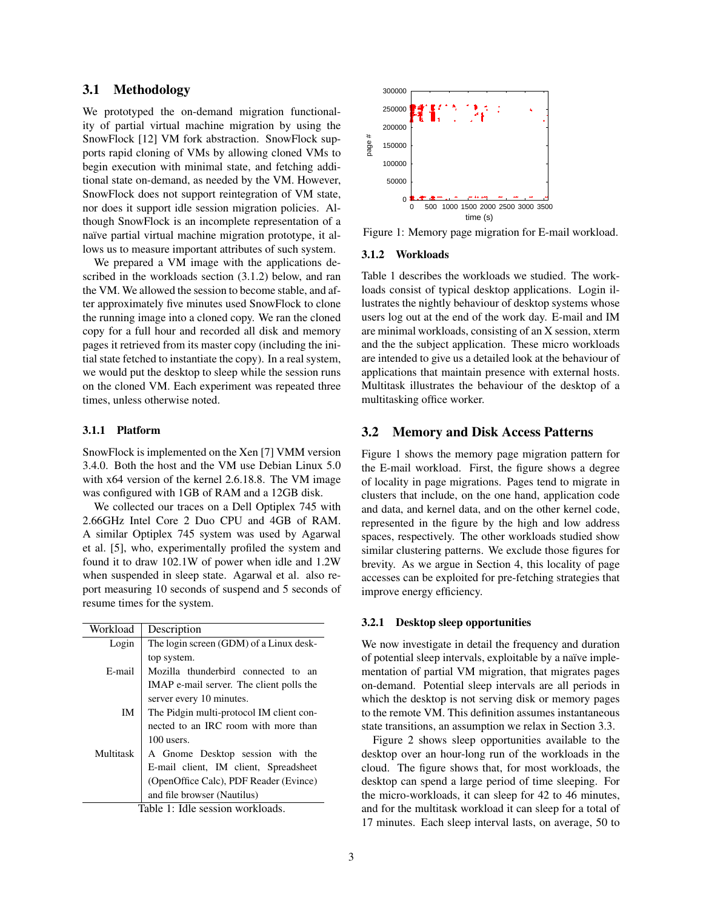## 3.1 Methodology

We prototyped the on-demand migration functionality of partial virtual machine migration by using the SnowFlock [12] VM fork abstraction. SnowFlock supports rapid cloning of VMs by allowing cloned VMs to begin execution with minimal state, and fetching additional state on-demand, as needed by the VM. However, SnowFlock does not support reintegration of VM state, nor does it support idle session migration policies. Although SnowFlock is an incomplete representation of a naïve partial virtual machine migration prototype, it allows us to measure important attributes of such system.

We prepared a VM image with the applications described in the workloads section (3.1.2) below, and ran the VM. We allowed the session to become stable, and after approximately five minutes used SnowFlock to clone the running image into a cloned copy. We ran the cloned copy for a full hour and recorded all disk and memory pages it retrieved from its master copy (including the initial state fetched to instantiate the copy). In a real system, we would put the desktop to sleep while the session runs on the cloned VM. Each experiment was repeated three times, unless otherwise noted.

### 3.1.1 Platform

SnowFlock is implemented on the Xen [7] VMM version 3.4.0. Both the host and the VM use Debian Linux 5.0 with x64 version of the kernel 2.6.18.8. The VM image was configured with 1GB of RAM and a 12GB disk.

We collected our traces on a Dell Optiplex 745 with 2.66GHz Intel Core 2 Duo CPU and 4GB of RAM. A similar Optiplex 745 system was used by Agarwal et al. [5], who, experimentally profiled the system and found it to draw 102.1W of power when idle and 1.2W when suspended in sleep state. Agarwal et al. also report measuring 10 seconds of suspend and 5 seconds of resume times for the system.

| Workload | Description |
|---|---|
| Login | The login screen (GDM) of a Linux desktop system. |
| E-mail | Mozilla thunderbird connected to an IMAP e-mail server. The client polls the server every 10 minutes. |
| IM | The Pidgin multi-protocol IM client connected to an IRC room with more than 100 users. |
| Multitask | A Gnome Desktop session with the E-mail client, IM client, Spreadsheet (OpenOffice Calc), PDF Reader (Evince) and file browser (Nautilus) |

Table 1: Idle session workloads.

Figure 1: Memory page migration for E-mail workload.

### 3.1.2 Workloads

Table 1 describes the workloads we studied. The workloads consist of typical desktop applications. Login illustrates the nightly behaviour of desktop systems whose users log out at the end of the work day. E-mail and IM are minimal workloads, consisting of an X session, xterm and the the subject application. These micro workloads are intended to give us a detailed look at the behaviour of applications that maintain presence with external hosts. Multitask illustrates the behaviour of the desktop of a multitasking office worker.

## 3.2 Memory and Disk Access Patterns

Figure 1 shows the memory page migration pattern for the E-mail workload. First, the figure shows a degree of locality in page migrations. Pages tend to migrate in clusters that include, on the one hand, application code and data, and kernel data, and on the other kernel code, represented in the figure by the high and low address spaces, respectively. The other workloads studied show similar clustering patterns. We exclude those figures for brevity. As we argue in Section 4, this locality of page accesses can be exploited for pre-fetching strategies that improve energy efficiency.

### 3.2.1 Desktop sleep opportunities

We now investigate in detail the frequency and duration of potential sleep intervals, exploitable by a naïve implementation of partial VM migration, that migrates pages on-demand. Potential sleep intervals are all periods in which the desktop is not serving disk or memory pages to the remote VM. This definition assumes instantaneous state transitions, an assumption we relax in Section 3.3.

Figure 2 shows sleep opportunities available to the desktop over an hour-long run of the workloads in the cloud. The figure shows that, for most workloads, the desktop can spend a large period of time sleeping. For the micro-workloads, it can sleep for 42 to 46 minutes, and for the multitask workload it can sleep for a total of 17 minutes. Each sleep interval lasts, on average, 50 to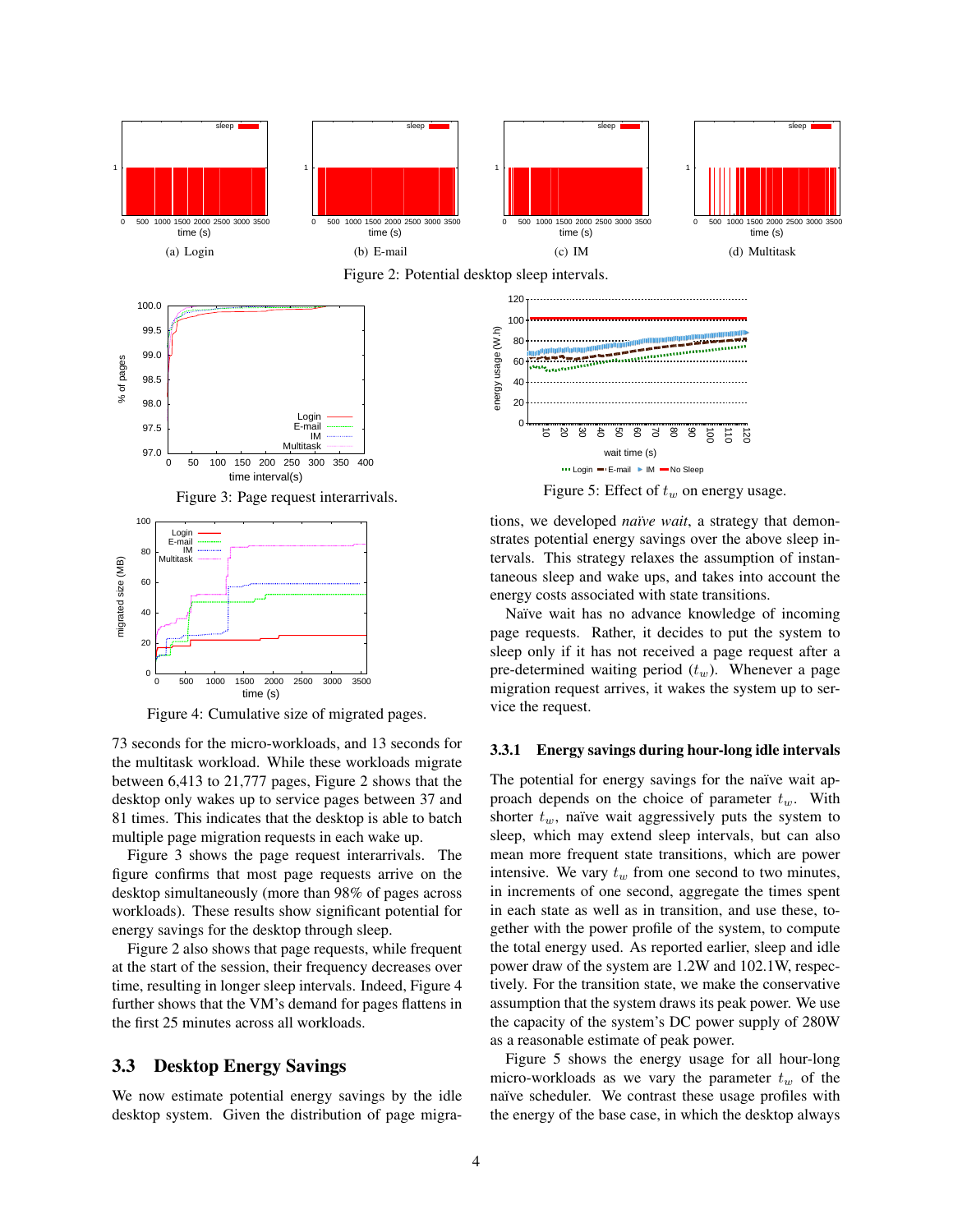(a) Login

(b) E-mail

(c) IM

(d) Multitask

Figure 2: Potential desktop sleep intervals.

Figure 3: Page request interarrivals.

Figure 4: Cumulative size of migrated pages.

73 seconds for the micro-workloads, and 13 seconds for the multitask workload. While these workloads migrate between 6,413 to 21,777 pages, Figure 2 shows that the desktop only wakes up to service pages between 37 and 81 times. This indicates that the desktop is able to batch multiple page migration requests in each wake up.

Figure 3 shows the page request interarrivals. The figure confirms that most page requests arrive on the desktop simultaneously (more than 98% of pages across workloads). These results show significant potential for energy savings for the desktop through sleep.

Figure 2 also shows that page requests, while frequent at the start of the session, their frequency decreases over time, resulting in longer sleep intervals. Indeed, Figure 4 further shows that the VM's demand for pages flattens in the first 25 minutes across all workloads.

## 3.3 Desktop Energy Savings

We now estimate potential energy savings by the idle desktop system. Given the distribution of page migrations, we developed *naïve wait*, a strategy that demonstrates potential energy savings over the above sleep intervals. This strategy relaxes the assumption of instantaneous sleep and wake ups, and takes into account the energy costs associated with state transitions.

Naïve wait has no advance knowledge of incoming page requests. Rather, it decides to put the system to sleep only if it has not received a page request after a pre-determined waiting period ($t_w$). Whenever a page migration request arrives, it wakes the system up to service the request.

Figure 5: Effect of $t_w$ on energy usage.

### 3.3.1 Energy savings during hour-long idle intervals

The potential for energy savings for the naïve wait approach depends on the choice of parameter $t_w$. With shorter $t_w$, naïve wait aggressively puts the system to sleep, which may extend sleep intervals, but can also mean more frequent state transitions, which are power intensive. We vary $t_w$ from one second to two minutes, in increments of one second, aggregate the times spent in each state as well as in transition, and use these, together with the power profile of the system, to compute the total energy used. As reported earlier, sleep and idle power draw of the system are 1.2W and 102.1W, respectively. For the transition state, we make the conservative assumption that the system draws its peak power. We use the capacity of the system's DC power supply of 280W as a reasonable estimate of peak power.

Figure 5 shows the energy usage for all hour-long micro-workloads as we vary the parameter $t_w$ of the naïve scheduler. We contrast these usage profiles with the energy of the base case, in which the desktop always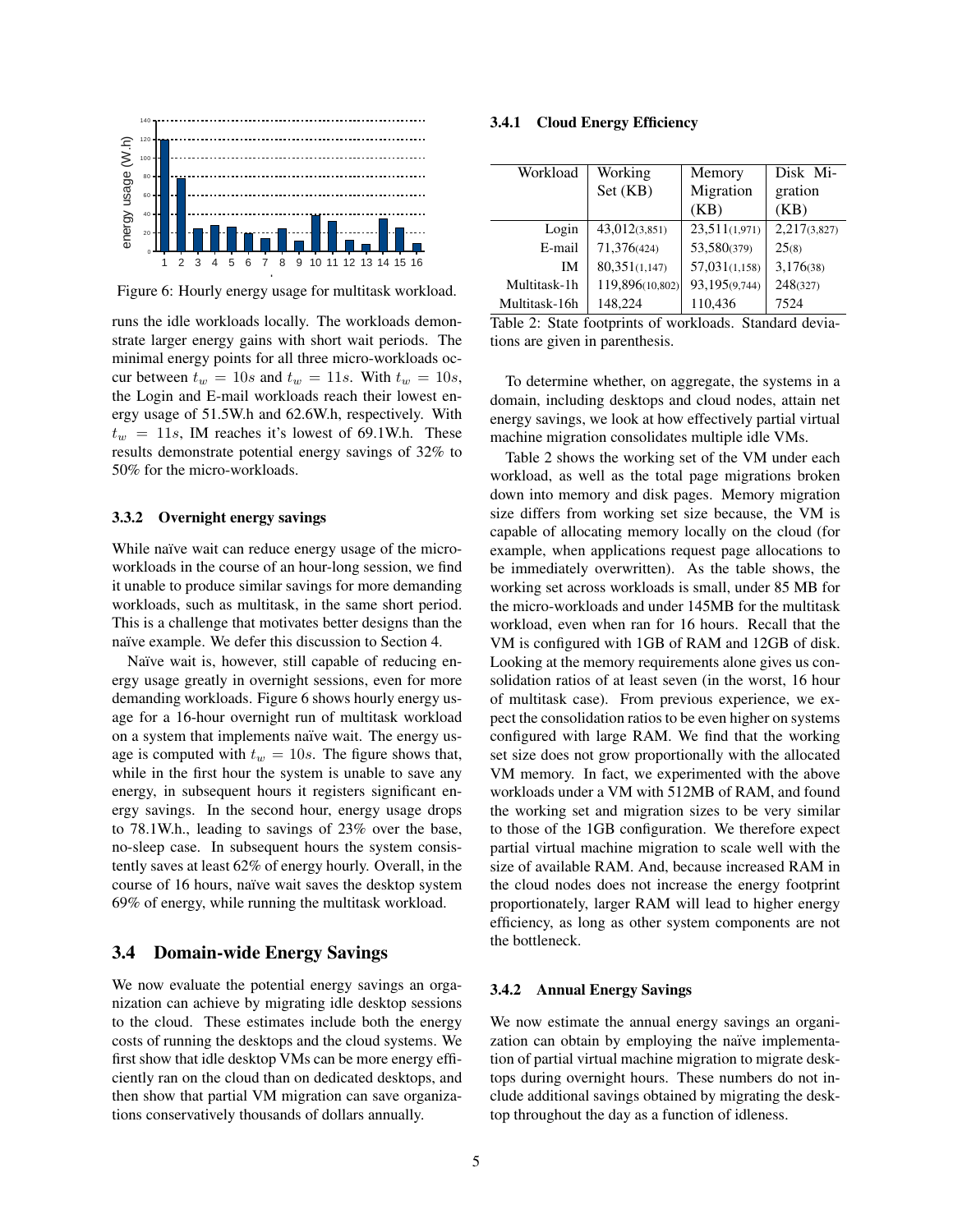Figure 6: Hourly energy usage for multitask workload.

runs the idle workloads locally. The workloads demonstrate larger energy gains with short wait periods. The minimal energy points for all three micro-workloads occur between $t_w = 10s$ and $t_w = 11s$. With $t_w = 10s$, the Login and E-mail workloads reach their lowest energy usage of 51.5W.h and 62.6W.h, respectively. With $t_w = 11s$, IM reaches it's lowest of 69.1W.h. These results demonstrate potential energy savings of 32% to 50% for the micro-workloads.

#### 3.3.2 Overnight energy savings

While naïve wait can reduce energy usage of the micro-workloads in the course of an hour-long session, we find it unable to produce similar savings for more demanding workloads, such as multitask, in the same short period. This is a challenge that motivates better designs than the naïve example. We defer this discussion to Section 4.

Naïve wait is, however, still capable of reducing energy usage greatly in overnight sessions, even for more demanding workloads. Figure 6 shows hourly energy usage for a 16-hour overnight run of multitask workload on a system that implements naïve wait. The energy usage is computed with $t_w = 10s$. The figure shows that, while in the first hour the system is unable to save any energy, in subsequent hours it registers significant energy savings. In the second hour, energy usage drops to 78.1W.h., leading to savings of 23% over the base, no-sleep case. In subsequent hours the system consistently saves at least 62% of energy hourly. Overall, in the course of 16 hours, naïve wait saves the desktop system 69% of energy, while running the multitask workload.

### 3.4 Domain-wide Energy Savings

We now evaluate the potential energy savings an organization can achieve by migrating idle desktop sessions to the cloud. These estimates include both the energy costs of running the desktops and the cloud systems. We first show that idle desktop VMs can be more energy efficiently ran on the cloud than on dedicated desktops, and then show that partial VM migration can save organizations conservatively thousands of dollars annually.

#### 3.4.1 Cloud Energy Efficiency

| Workload | Working Set (KB) | Memory Migration (KB) | Disk Migration (KB) |
|---|---|---|---|
| Login | 43,012(3,851) | 23,511(1,971) | 2,217(3,827) |
| E-mail | 71,376(424) | 53,580(379) | 25(8) |
| IM | 80,351(1,147) | 57,031(1,158) | 3,176(38) |
| Multitask-1h | 119,896(10,802) | 93,195(9,744) | 248(327) |
| Multitask-16h | 148,224 | 110,436 | 7524 |

Table 2: State footprints of workloads. Standard deviations are given in parenthesis.

To determine whether, on aggregate, the systems in a domain, including desktops and cloud nodes, attain net energy savings, we look at how effectively partial virtual machine migration consolidates multiple idle VMs.

Table 2 shows the working set of the VM under each workload, as well as the total page migrations broken down into memory and disk pages. Memory migration size differs from working set size because, the VM is capable of allocating memory locally on the cloud (for example, when applications request page allocations to be immediately overwritten). As the table shows, the working set across workloads is small, under 85 MB for the micro-workloads and under 145MB for the multitask workload, even when ran for 16 hours. Recall that the VM is configured with 1GB of RAM and 12GB of disk. Looking at the memory requirements alone gives us consolidation ratios of at least seven (in the worst, 16 hour of multitask case). From previous experience, we expect the consolidation ratios to be even higher on systems configured with large RAM. We find that the working set size does not grow proportionally with the allocated VM memory. In fact, we experimented with the above workloads under a VM with 512MB of RAM, and found the working set and migration sizes to be very similar to those of the 1GB configuration. We therefore expect partial virtual machine migration to scale well with the size of available RAM. And, because increased RAM in the cloud nodes does not increase the energy footprint proportionately, larger RAM will lead to higher energy efficiency, as long as other system components are not the bottleneck.

#### 3.4.2 Annual Energy Savings

We now estimate the annual energy savings an organization can obtain by employing the naïve implementation of partial virtual machine migration to migrate desktops during overnight hours. These numbers do not include additional savings obtained by migrating the desktop throughout the day as a function of idleness.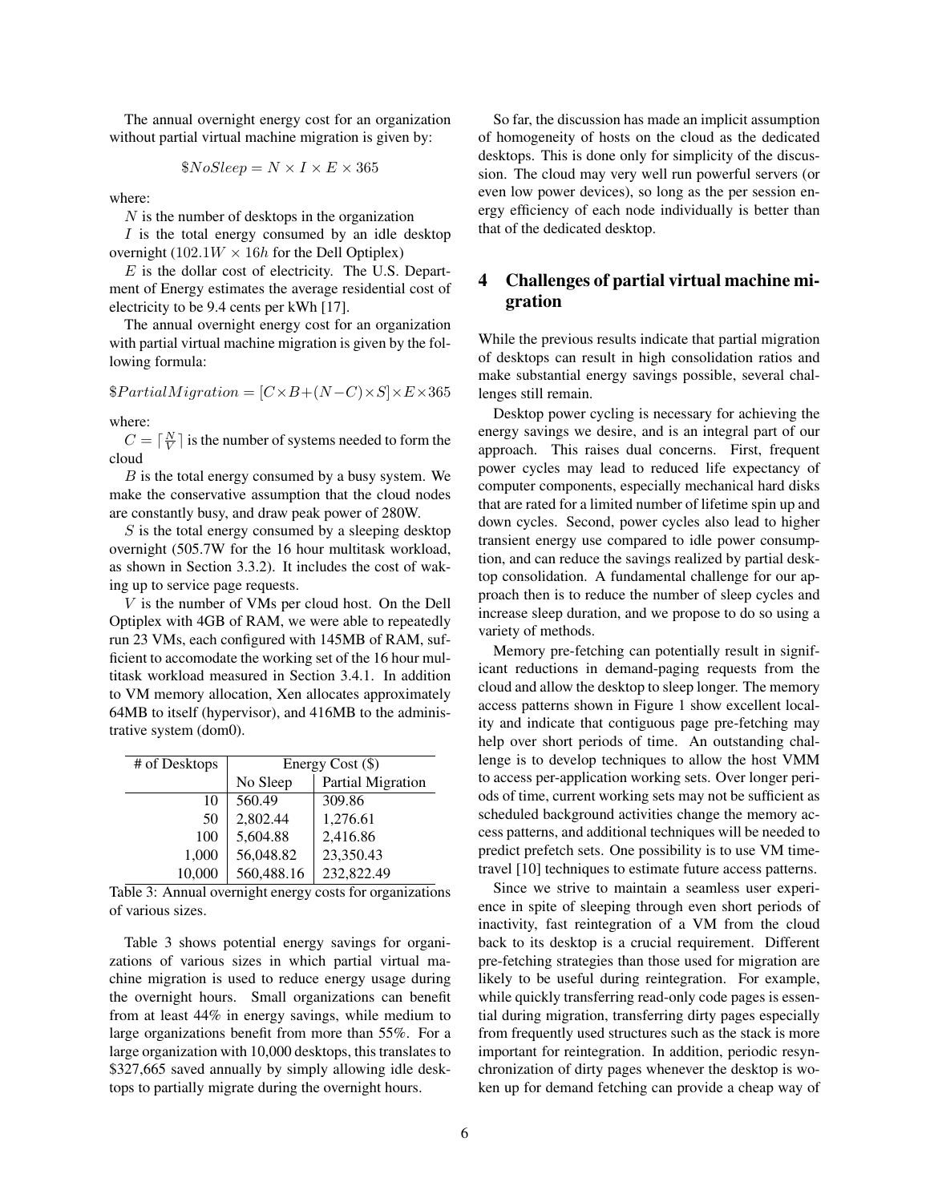The annual overnight energy cost for an organization without partial virtual machine migration is given by:

$$\$NoSleep = N \times I \times E \times 365$$

where:

$N$ is the number of desktops in the organization

$I$ is the total energy consumed by an idle desktop overnight ($102.1W \times 16h$ for the Dell Optiplex)

$E$ is the dollar cost of electricity. The U.S. Department of Energy estimates the average residential cost of electricity to be 9.4 cents per kWh [17].

The annual overnight energy cost for an organization with partial virtual machine migration is given by the following formula:

$$\$PartialMigration = [C \times B + (N - C) \times S] \times E \times 365$$

where:

$C = \lceil \frac{N}{V} \rceil$ is the number of systems needed to form the cloud

$B$ is the total energy consumed by a busy system. We make the conservative assumption that the cloud nodes are constantly busy, and draw peak power of 280W.

$S$ is the total energy consumed by a sleeping desktop overnight (505.7W for the 16 hour multitask workload, as shown in Section 3.3.2). It includes the cost of waking up to service page requests.

$V$ is the number of VMs per cloud host. On the Dell Optiplex with 4GB of RAM, we were able to repeatedly run 23 VMs, each configured with 145MB of RAM, sufficient to accomodate the working set of the 16 hour multitask workload measured in Section 3.4.1. In addition to VM memory allocation, Xen allocates approximately 64MB to itself (hypervisor), and 416MB to the administrative system (dom0).

| # of Desktops | Energy Cost ($) | |
|---|---|---|
| | No Sleep | Partial Migration |
| 10 | 560.49 | 309.86 |
| 50 | 2,802.44 | 1,276.61 |
| 100 | 5,604.88 | 2,416.86 |
| 1,000 | 56,048.82 | 23,350.43 |
| 10,000 | 560,488.16 | 232,822.49 |

Table 3: Annual overnight energy costs for organizations of various sizes.

Table 3 shows potential energy savings for organizations of various sizes in which partial virtual machine migration is used to reduce energy usage during the overnight hours. Small organizations can benefit from at least 44% in energy savings, while medium to large organizations benefit from more than 55%. For a large organization with 10,000 desktops, this translates to $327,665 saved annually by simply allowing idle desktops to partially migrate during the overnight hours.

So far, the discussion has made an implicit assumption of homogeneity of hosts on the cloud as the dedicated desktops. This is done only for simplicity of the discussion. The cloud may very well run powerful servers (or even low power devices), so long as the per session energy efficiency of each node individually is better than that of the dedicated desktop.

## 4 Challenges of partial virtual machine migration

While the previous results indicate that partial migration of desktops can result in high consolidation ratios and make substantial energy savings possible, several challenges still remain.

Desktop power cycling is necessary for achieving the energy savings we desire, and is an integral part of our approach. This raises dual concerns. First, frequent power cycles may lead to reduced life expectancy of computer components, especially mechanical hard disks that are rated for a limited number of lifetime spin up and down cycles. Second, power cycles also lead to higher transient energy use compared to idle power consumption, and can reduce the savings realized by partial desktop consolidation. A fundamental challenge for our approach then is to reduce the number of sleep cycles and increase sleep duration, and we propose to do so using a variety of methods.

Memory pre-fetching can potentially result in significant reductions in demand-paging requests from the cloud and allow the desktop to sleep longer. The memory access patterns shown in Figure 1 show excellent locality and indicate that contiguous page pre-fetching may help over short periods of time. An outstanding challenge is to develop techniques to allow the host VMM to access per-application working sets. Over longer periods of time, current working sets may not be sufficient as scheduled background activities change the memory access patterns, and additional techniques will be needed to predict prefetch sets. One possibility is to use VM time-travel [10] techniques to estimate future access patterns.

Since we strive to maintain a seamless user experience in spite of sleeping through even short periods of inactivity, fast reintegration of a VM from the cloud back to its desktop is a crucial requirement. Different pre-fetching strategies than those used for migration are likely to be useful during reintegration. For example, while quickly transferring read-only code pages is essential during migration, transferring dirty pages especially from frequently used structures such as the stack is more important for reintegration. In addition, periodic resynchronization of dirty pages whenever the desktop is woken up for demand fetching can provide a cheap way of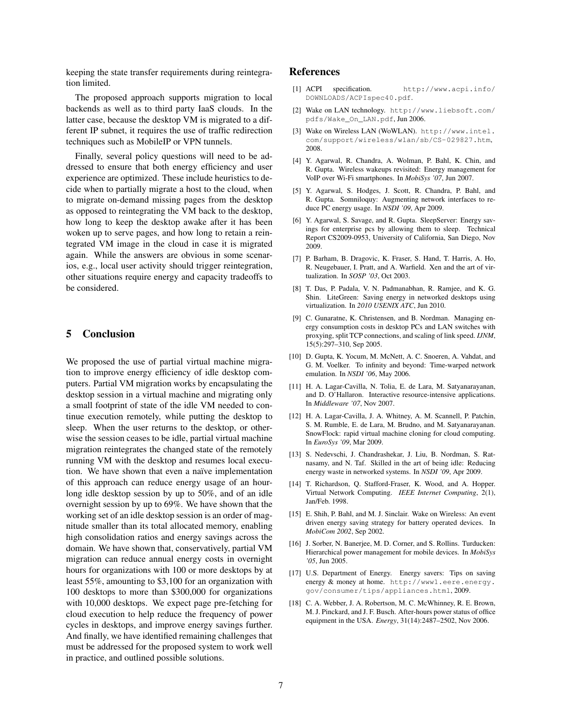keeping the state transfer requirements during reintegration limited.

The proposed approach supports migration to local backends as well as to third party IaaS clouds. In the latter case, because the desktop VM is migrated to a different IP subnet, it requires the use of traffic redirection techniques such as MobileIP or VPN tunnels.

Finally, several policy questions will need to be addressed to ensure that both energy efficiency and user experience are optimized. These include heuristics to decide when to partially migrate a host to the cloud, when to migrate on-demand missing pages from the desktop as opposed to reintegrating the VM back to the desktop, how long to keep the desktop awake after it has been woken up to serve pages, and how long to retain a reintegrated VM image in the cloud in case it is migrated again. While the answers are obvious in some scenarios, e.g., local user activity should trigger reintegration, other situations require energy and capacity tradeoffs to be considered.

## 5 Conclusion

We proposed the use of partial virtual machine migration to improve energy efficiency of idle desktop computers. Partial VM migration works by encapsulating the desktop session in a virtual machine and migrating only a small footprint of state of the idle VM needed to continue execution remotely, while putting the desktop to sleep. When the user returns to the desktop, or otherwise the session ceases to be idle, partial virtual machine migration reintegrates the changed state of the remotely running VM with the desktop and resumes local execution. We have shown that even a naïve implementation of this approach can reduce energy usage of an hour-long idle desktop session by up to 50%, and of an idle overnight session by up to 69%. We have shown that the working set of an idle desktop session is an order of magnitude smaller than its total allocated memory, enabling high consolidation ratios and energy savings across the domain. We have shown that, conservatively, partial VM migration can reduce annual energy costs in overnight hours for organizations with 100 or more desktops by at least 55%, amounting to $3,100 for an organization with 100 desktops to more than $300,000 for organizations with 10,000 desktops. We expect page pre-fetching for cloud execution to help reduce the frequency of power cycles in desktops, and improve energy savings further. And finally, we have identified remaining challenges that must be addressed for the proposed system to work well in practice, and outlined possible solutions.

## References

[1] ACPI specification. http://www.acpi.info/DOWNLOADS/ACPIspec40.pdf.

[2] Wake on LAN technology. http://www.liebsoft.com/pdfs/Wake_On_LAN.pdf, Jun 2006.

[3] Wake on Wireless LAN (WoWLAN). http://www.intel.com/support/wireless/wlan/sb/CS-029827.htm, 2008.

[4] Y. Agarwal, R. Chandra, A. Wolman, P. Bahl, K. Chin, and R. Gupta. Wireless wakeups revisited: Energy management for VoIP over Wi-Fi smartphones. In *MobiSys '07*, Jun 2007.

[5] Y. Agarwal, S. Hodges, J. Scott, R. Chandra, P. Bahl, and R. Gupta. Somniloquy: Augmenting network interfaces to reduce PC energy usage. In *NSDI '09*, Apr 2009.

[6] Y. Agarwal, S. Savage, and R. Gupta. SleepServer: Energy savings for enterprise pcs by allowing them to sleep. Technical Report CS2009-0953, University of California, San Diego, Nov 2009.

[7] P. Barham, B. Dragovic, K. Fraser, S. Hand, T. Harris, A. Ho, R. Neugebauer, I. Pratt, and A. Warfield. Xen and the art of virtualization. In *SOSP '03*, Oct 2003.

[8] T. Das, P. Padala, V. N. Padmanabhan, R. Ramjee, and K. G. Shin. LiteGreen: Saving energy in networked desktops using virtualization. In *2010 USENIX ATC*, Jun 2010.

[9] C. Gunaratne, K. Christensen, and B. Nordman. Managing energy consumption costs in desktop PCs and LAN switches with proxying, split TCP connections, and scaling of link speed. *IJNM*, 15(5):297–310, Sep 2005.

[10] D. Gupta, K. Yocum, M. McNett, A. C. Snoeren, A. Vahdat, and G. M. Voelker. To infinity and beyond: Time-warped network emulation. In *NSDI '06*, May 2006.

[11] H. A. Lagar-Cavilla, N. Tolia, E. de Lara, M. Satyanarayanan, and D. O'Hallaron. Interactive resource-intensive applications. In *Middleware '07*, Nov 2007.

[12] H. A. Lagar-Cavilla, J. A. Whitney, A. M. Scannell, P. Patchin, S. M. Rumble, E. de Lara, M. Brudno, and M. Satyanarayanan. SnowFlock: rapid virtual machine cloning for cloud computing. In *EuroSys '09*, Mar 2009.

[13] S. Nedevschi, J. Chandrashekar, J. Liu, B. Nordman, S. Ratnasamy, and N. Taf. Skilled in the art of being idle: Reducing energy waste in networked systems. In *NSDI '09*, Apr 2009.

[14] T. Richardson, Q. Stafford-Fraser, K. Wood, and A. Hopper. Virtual Network Computing. *IEEE Internet Computing*, 2(1), Jan/Feb. 1998.

[15] E. Shih, P. Bahl, and M. J. Sinclair. Wake on Wireless: An event driven energy saving strategy for battery operated devices. In *MobiCom 2002*, Sep 2002.

[16] J. Sorber, N. Banerjee, M. D. Corner, and S. Rollins. Turducken: Hierarchical power management for mobile devices. In *MobiSys '05*, Jun 2005.

[17] U.S. Department of Energy. Energy savers: Tips on saving energy & money at home. http://www1.eere.energy.gov/consumer/tips/appliances.html, 2009.

[18] C. A. Webber, J. A. Robertson, M. C. McWhinney, R. E. Brown, M. J. Pinckard, and J. F. Busch. After-hours power status of office equipment in the USA. *Energy*, 31(14):2487–2502, Nov 2006.